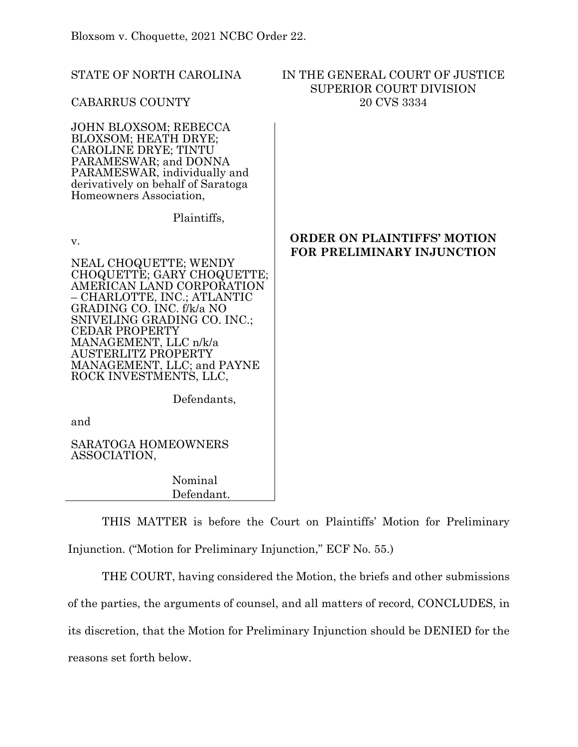Bloxsom v. Choquette, 2021 NCBC Order 22.

STATE OF NORTH CAROLINA

CABARRUS COUNTY

IN THE GENERAL COURT OF JUSTICE
SUPERIOR COURT DIVISION
20 CVS 3334

JOHN BLOXSOM; REBECCA BLOXSOM; HEATH DRYE; CAROLINE DRYE; TINTU PARAMESWAR; and DONNA PARAMESWAR, individually and derivatively on behalf of Saratoga Homeowners Association,

Plaintiffs,

v.

NEAL CHOQUETTE; WENDY CHOQUETTE; GARY CHOQUETTE; AMERICAN LAND CORPORATION – CHARLOTTE, INC.; ATLANTIC GRADING CO. INC. f/k/a NO SNIVELING GRADING CO. INC.; CEDAR PROPERTY MANAGEMENT, LLC n/k/a AUSTERLITZ PROPERTY MANAGEMENT, LLC; and PAYNE ROCK INVESTMENTS, LLC,

Defendants,

and

SARATOGA HOMEOWNERS ASSOCIATION,

Nominal Defendant.

**ORDER ON PLAINTIFFS' MOTION FOR PRELIMINARY INJUNCTION**

THIS MATTER is before the Court on Plaintiffs' Motion for Preliminary Injunction. ("Motion for Preliminary Injunction," ECF No. 55.)

THE COURT, having considered the Motion, the briefs and other submissions of the parties, the arguments of counsel, and all matters of record, CONCLUDES, in its discretion, that the Motion for Preliminary Injunction should be DENIED for the reasons set forth below.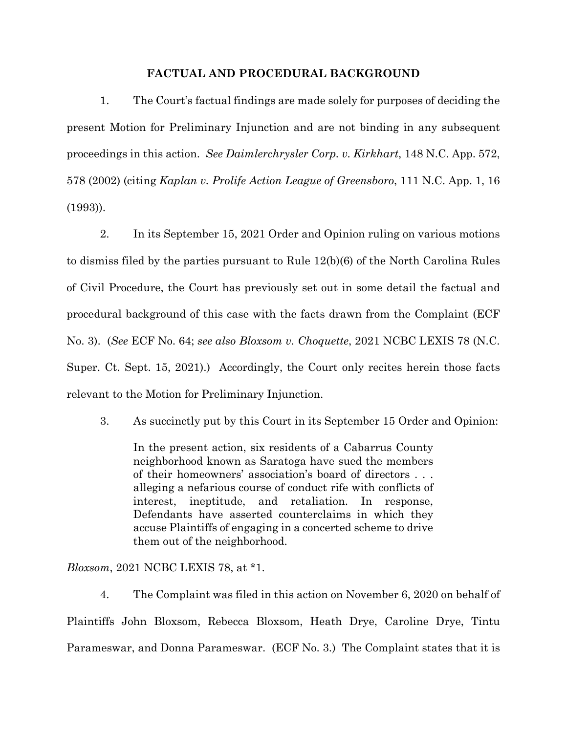## FACTUAL AND PROCEDURAL BACKGROUND

1. The Court's factual findings are made solely for purposes of deciding the present Motion for Preliminary Injunction and are not binding in any subsequent proceedings in this action. *See Daimlerchrysler Corp. v. Kirkhart*, 148 N.C. App. 572, 578 (2002) (citing *Kaplan v. Prolife Action League of Greensboro*, 111 N.C. App. 1, 16 (1993)).

2. In its September 15, 2021 Order and Opinion ruling on various motions to dismiss filed by the parties pursuant to Rule 12(b)(6) of the North Carolina Rules of Civil Procedure, the Court has previously set out in some detail the factual and procedural background of this case with the facts drawn from the Complaint (ECF No. 3). (*See* ECF No. 64; *see also Bloxsom v. Choquette*, 2021 NCBC LEXIS 78 (N.C. Super. Ct. Sept. 15, 2021).) Accordingly, the Court only recites herein those facts relevant to the Motion for Preliminary Injunction.

3. As succinctly put by this Court in its September 15 Order and Opinion:

> In the present action, six residents of a Cabarrus County neighborhood known as Saratoga have sued the members of their homeowners' association's board of directors . . . alleging a nefarious course of conduct rife with conflicts of interest, ineptitude, and retaliation. In response, Defendants have asserted counterclaims in which they accuse Plaintiffs of engaging in a concerted scheme to drive them out of the neighborhood.

*Bloxsom*, 2021 NCBC LEXIS 78, at *1.

4. The Complaint was filed in this action on November 6, 2020 on behalf of Plaintiffs John Bloxsom, Rebecca Bloxsom, Heath Drye, Caroline Drye, Tintu Parameswar, and Donna Parameswar. (ECF No. 3.) The Complaint states that it is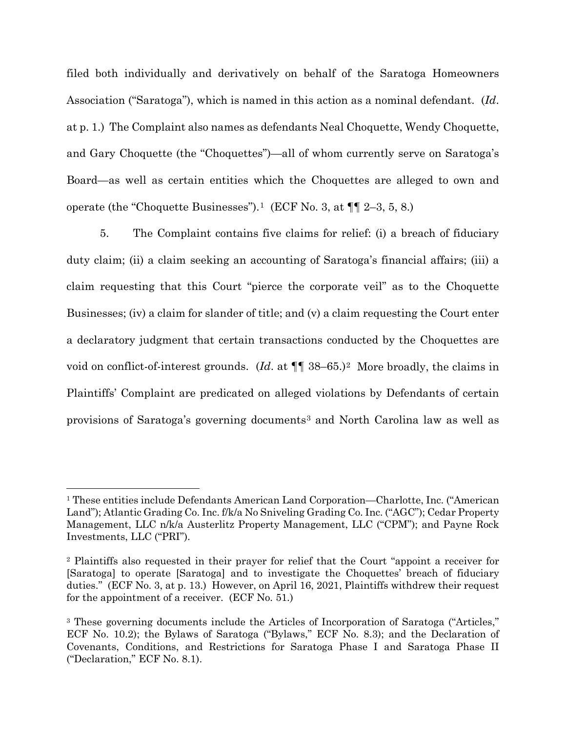filed both individually and derivatively on behalf of the Saratoga Homeowners Association ("Saratoga"), which is named in this action as a nominal defendant. (*Id*. at p. 1.) The Complaint also names as defendants Neal Choquette, Wendy Choquette, and Gary Choquette (the "Choquettes")—all of whom currently serve on Saratoga's Board—as well as certain entities which the Choquettes are alleged to own and operate (the "Choquette Businesses").[1] (ECF No. 3, at ¶¶ 2–3, 5, 8.)

5. The Complaint contains five claims for relief: (i) a breach of fiduciary duty claim; (ii) a claim seeking an accounting of Saratoga's financial affairs; (iii) a claim requesting that this Court "pierce the corporate veil" as to the Choquette Businesses; (iv) a claim for slander of title; and (v) a claim requesting the Court enter a declaratory judgment that certain transactions conducted by the Choquettes are void on conflict-of-interest grounds. (*Id*. at ¶¶ 38–65.)[2] More broadly, the claims in Plaintiffs' Complaint are predicated on alleged violations by Defendants of certain provisions of Saratoga's governing documents[3] and North Carolina law as well as

---

[1] These entities include Defendants American Land Corporation—Charlotte, Inc. ("American Land"); Atlantic Grading Co. Inc. f/k/a No Sniveling Grading Co. Inc. ("AGC"); Cedar Property Management, LLC n/k/a Austerlitz Property Management, LLC ("CPM"); and Payne Rock Investments, LLC ("PRI").

[2] Plaintiffs also requested in their prayer for relief that the Court "appoint a receiver for [Saratoga] to operate [Saratoga] and to investigate the Choquettes' breach of fiduciary duties." (ECF No. 3, at p. 13.) However, on April 16, 2021, Plaintiffs withdrew their request for the appointment of a receiver. (ECF No. 51.)

[3] These governing documents include the Articles of Incorporation of Saratoga ("Articles," ECF No. 10.2); the Bylaws of Saratoga ("Bylaws," ECF No. 8.3); and the Declaration of Covenants, Conditions, and Restrictions for Saratoga Phase I and Saratoga Phase II ("Declaration," ECF No. 8.1).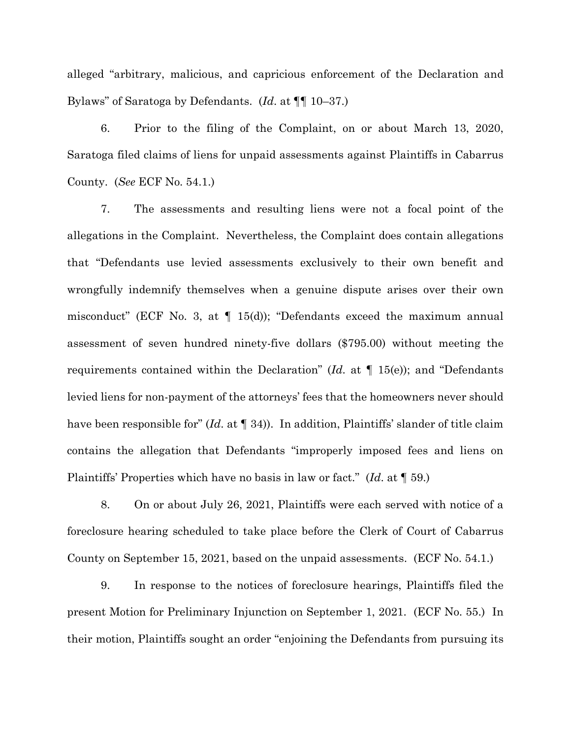alleged "arbitrary, malicious, and capricious enforcement of the Declaration and Bylaws" of Saratoga by Defendants. (*Id.* at ¶¶ 10–37.)

6. Prior to the filing of the Complaint, on or about March 13, 2020, Saratoga filed claims of liens for unpaid assessments against Plaintiffs in Cabarrus County. (*See* ECF No. 54.1.)

7. The assessments and resulting liens were not a focal point of the allegations in the Complaint. Nevertheless, the Complaint does contain allegations that "Defendants use levied assessments exclusively to their own benefit and wrongfully indemnify themselves when a genuine dispute arises over their own misconduct" (ECF No. 3, at ¶ 15(d)); "Defendants exceed the maximum annual assessment of seven hundred ninety-five dollars ($795.00) without meeting the requirements contained within the Declaration" (*Id.* at ¶ 15(e)); and "Defendants levied liens for non-payment of the attorneys' fees that the homeowners never should have been responsible for" (*Id.* at ¶ 34)). In addition, Plaintiffs' slander of title claim contains the allegation that Defendants "improperly imposed fees and liens on Plaintiffs' Properties which have no basis in law or fact." (*Id.* at ¶ 59.)

8. On or about July 26, 2021, Plaintiffs were each served with notice of a foreclosure hearing scheduled to take place before the Clerk of Court of Cabarrus County on September 15, 2021, based on the unpaid assessments. (ECF No. 54.1.)

9. In response to the notices of foreclosure hearings, Plaintiffs filed the present Motion for Preliminary Injunction on September 1, 2021. (ECF No. 55.) In their motion, Plaintiffs sought an order "enjoining the Defendants from pursuing its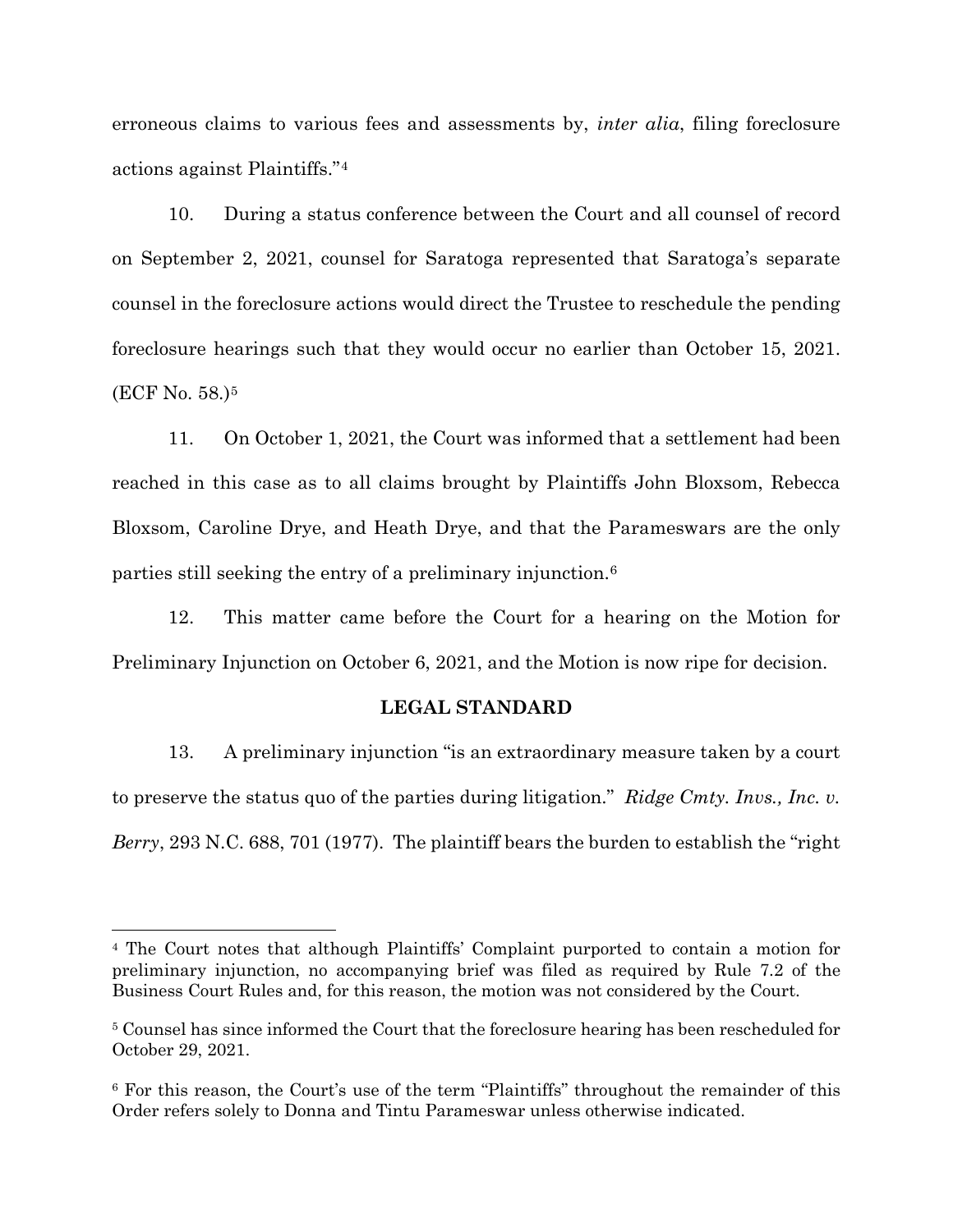erroneous claims to various fees and assessments by, *inter alia*, filing foreclosure actions against Plaintiffs."[4]

10. During a status conference between the Court and all counsel of record on September 2, 2021, counsel for Saratoga represented that Saratoga's separate counsel in the foreclosure actions would direct the Trustee to reschedule the pending foreclosure hearings such that they would occur no earlier than October 15, 2021. (ECF No. 58.)[5]

11. On October 1, 2021, the Court was informed that a settlement had been reached in this case as to all claims brought by Plaintiffs John Bloxsom, Rebecca Bloxsom, Caroline Drye, and Heath Drye, and that the Parameswars are the only parties still seeking the entry of a preliminary injunction.[6]

12. This matter came before the Court for a hearing on the Motion for Preliminary Injunction on October 6, 2021, and the Motion is now ripe for decision.

## LEGAL STANDARD

13. A preliminary injunction "is an extraordinary measure taken by a court to preserve the status quo of the parties during litigation." *Ridge Cmty. Invs., Inc. v. Berry*, 293 N.C. 688, 701 (1977). The plaintiff bears the burden to establish the "right

---

[4] The Court notes that although Plaintiffs' Complaint purported to contain a motion for preliminary injunction, no accompanying brief was filed as required by Rule 7.2 of the Business Court Rules and, for this reason, the motion was not considered by the Court.

[5] Counsel has since informed the Court that the foreclosure hearing has been rescheduled for October 29, 2021.

[6] For this reason, the Court's use of the term "Plaintiffs" throughout the remainder of this Order refers solely to Donna and Tintu Parameswar unless otherwise indicated.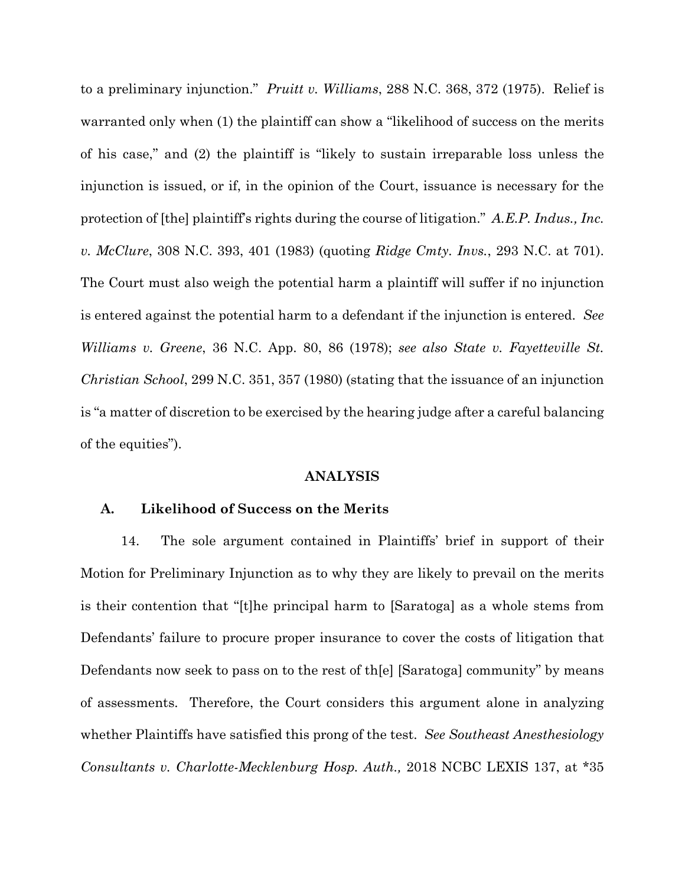to a preliminary injunction." *Pruitt v. Williams*, 288 N.C. 368, 372 (1975). Relief is warranted only when (1) the plaintiff can show a "likelihood of success on the merits of his case," and (2) the plaintiff is "likely to sustain irreparable loss unless the injunction is issued, or if, in the opinion of the Court, issuance is necessary for the protection of [the] plaintiff's rights during the course of litigation." *A.E.P. Indus., Inc. v. McClure*, 308 N.C. 393, 401 (1983) (quoting *Ridge Cmty. Invs.*, 293 N.C. at 701). The Court must also weigh the potential harm a plaintiff will suffer if no injunction is entered against the potential harm to a defendant if the injunction is entered. *See Williams v. Greene*, 36 N.C. App. 80, 86 (1978); *see also State v. Fayetteville St. Christian School*, 299 N.C. 351, 357 (1980) (stating that the issuance of an injunction is "a matter of discretion to be exercised by the hearing judge after a careful balancing of the equities").

## ANALYSIS

### A. Likelihood of Success on the Merits

14. The sole argument contained in Plaintiffs' brief in support of their Motion for Preliminary Injunction as to why they are likely to prevail on the merits is their contention that "[t]he principal harm to [Saratoga] as a whole stems from Defendants' failure to procure proper insurance to cover the costs of litigation that Defendants now seek to pass on to the rest of th[e] [Saratoga] community" by means of assessments. Therefore, the Court considers this argument alone in analyzing whether Plaintiffs have satisfied this prong of the test. *See Southeast Anesthesiology Consultants v. Charlotte-Mecklenburg Hosp. Auth.,* 2018 NCBC LEXIS 137, at *35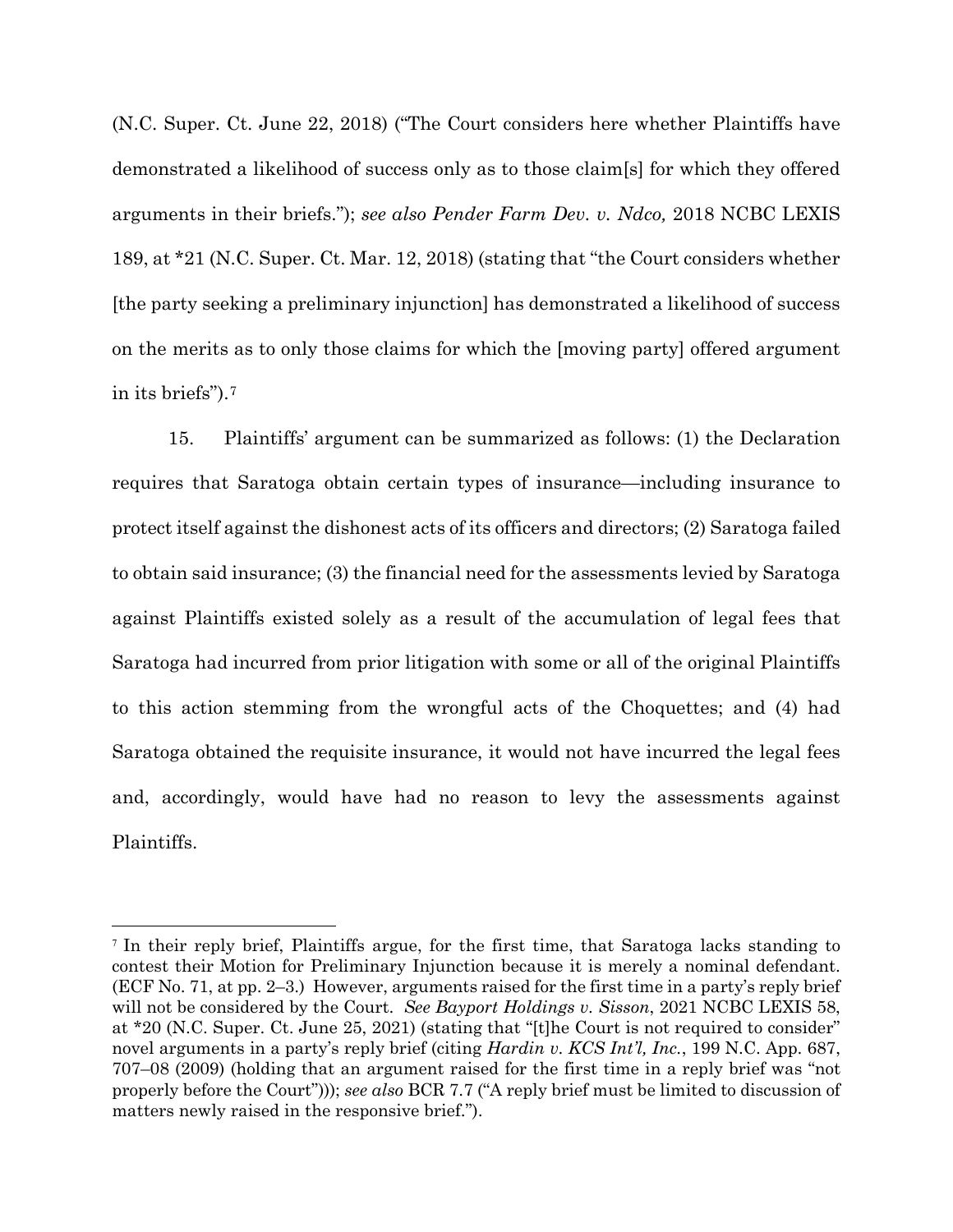(N.C. Super. Ct. June 22, 2018) ("The Court considers here whether Plaintiffs have demonstrated a likelihood of success only as to those claim[s] for which they offered arguments in their briefs."); *see also Pender Farm Dev. v. Ndco,* 2018 NCBC LEXIS 189, at *21 (N.C. Super. Ct. Mar. 12, 2018) (stating that "the Court considers whether [the party seeking a preliminary injunction] has demonstrated a likelihood of success on the merits as to only those claims for which the [moving party] offered argument in its briefs").[7]

15. Plaintiffs' argument can be summarized as follows: (1) the Declaration requires that Saratoga obtain certain types of insurance—including insurance to protect itself against the dishonest acts of its officers and directors; (2) Saratoga failed to obtain said insurance; (3) the financial need for the assessments levied by Saratoga against Plaintiffs existed solely as a result of the accumulation of legal fees that Saratoga had incurred from prior litigation with some or all of the original Plaintiffs to this action stemming from the wrongful acts of the Choquettes; and (4) had Saratoga obtained the requisite insurance, it would not have incurred the legal fees and, accordingly, would have had no reason to levy the assessments against Plaintiffs.

---

[7] In their reply brief, Plaintiffs argue, for the first time, that Saratoga lacks standing to contest their Motion for Preliminary Injunction because it is merely a nominal defendant. (ECF No. 71, at pp. 2–3.) However, arguments raised for the first time in a party's reply brief will not be considered by the Court. *See Bayport Holdings v. Sisson*, 2021 NCBC LEXIS 58, at *20 (N.C. Super. Ct. June 25, 2021) (stating that "[t]he Court is not required to consider" novel arguments in a party's reply brief (citing *Hardin v. KCS Int'l, Inc.*, 199 N.C. App. 687, 707–08 (2009) (holding that an argument raised for the first time in a reply brief was "not properly before the Court"))); *see also* BCR 7.7 ("A reply brief must be limited to discussion of matters newly raised in the responsive brief.").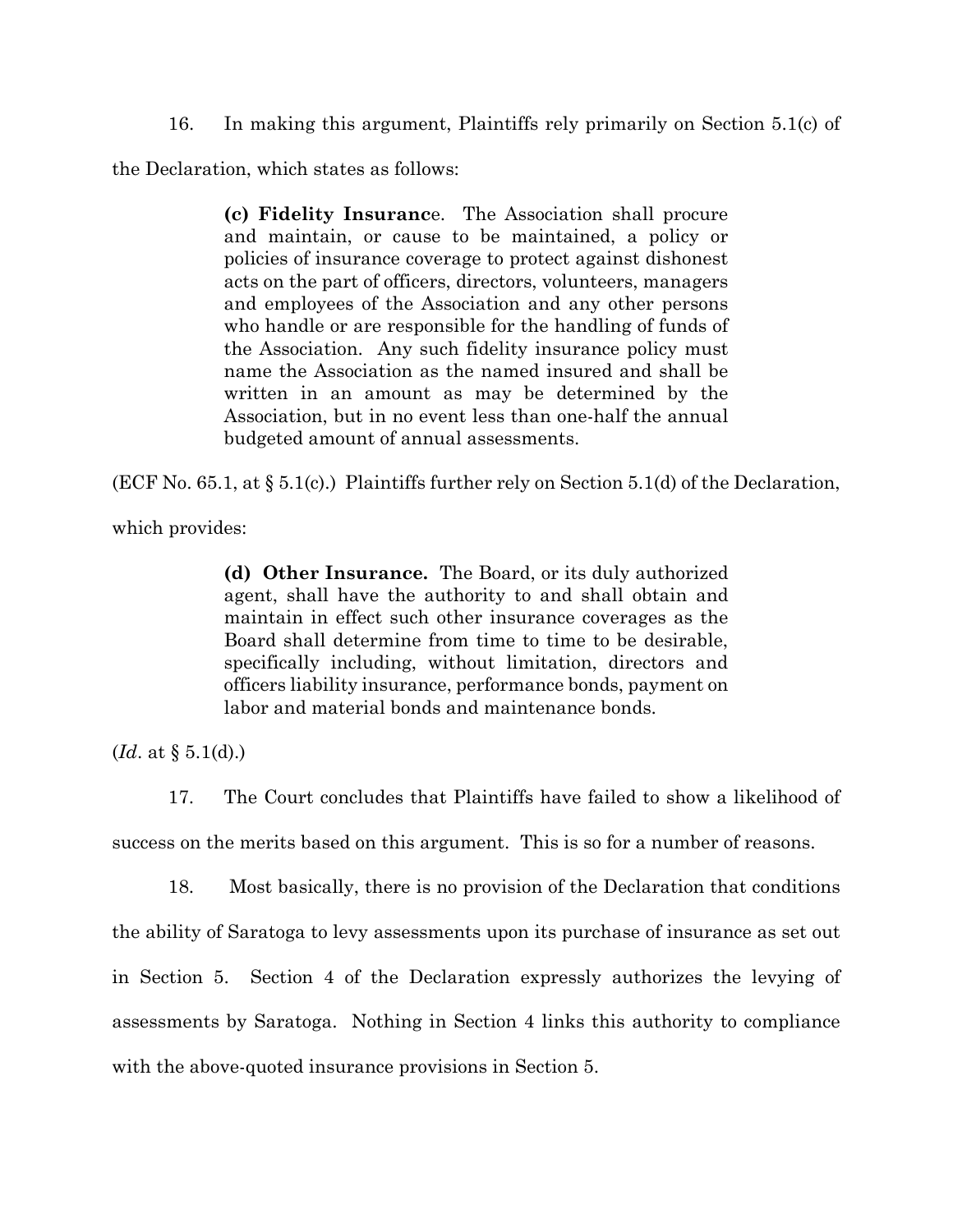16. In making this argument, Plaintiffs rely primarily on Section 5.1(c) of the Declaration, which states as follows:

> **(c) Fidelity Insuranc**e. The Association shall procure and maintain, or cause to be maintained, a policy or policies of insurance coverage to protect against dishonest acts on the part of officers, directors, volunteers, managers and employees of the Association and any other persons who handle or are responsible for the handling of funds of the Association. Any such fidelity insurance policy must name the Association as the named insured and shall be written in an amount as may be determined by the Association, but in no event less than one-half the annual budgeted amount of annual assessments.

(ECF No. 65.1, at § 5.1(c).) Plaintiffs further rely on Section 5.1(d) of the Declaration, which provides:

> **(d) Other Insurance.** The Board, or its duly authorized agent, shall have the authority to and shall obtain and maintain in effect such other insurance coverages as the Board shall determine from time to time to be desirable, specifically including, without limitation, directors and officers liability insurance, performance bonds, payment on labor and material bonds and maintenance bonds.

(*Id*. at § 5.1(d).)

17. The Court concludes that Plaintiffs have failed to show a likelihood of success on the merits based on this argument. This is so for a number of reasons.

18. Most basically, there is no provision of the Declaration that conditions the ability of Saratoga to levy assessments upon its purchase of insurance as set out in Section 5. Section 4 of the Declaration expressly authorizes the levying of assessments by Saratoga. Nothing in Section 4 links this authority to compliance with the above-quoted insurance provisions in Section 5.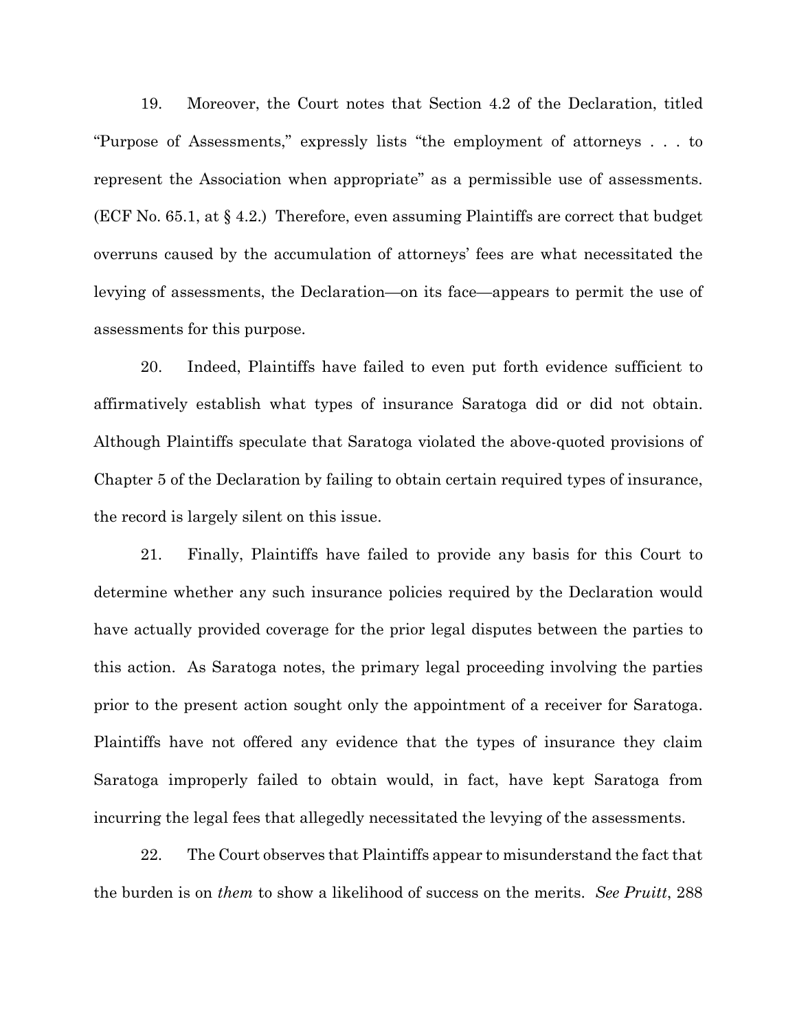19. Moreover, the Court notes that Section 4.2 of the Declaration, titled "Purpose of Assessments," expressly lists "the employment of attorneys . . . to represent the Association when appropriate" as a permissible use of assessments. (ECF No. 65.1, at § 4.2.) Therefore, even assuming Plaintiffs are correct that budget overruns caused by the accumulation of attorneys' fees are what necessitated the levying of assessments, the Declaration—on its face—appears to permit the use of assessments for this purpose.

20. Indeed, Plaintiffs have failed to even put forth evidence sufficient to affirmatively establish what types of insurance Saratoga did or did not obtain. Although Plaintiffs speculate that Saratoga violated the above-quoted provisions of Chapter 5 of the Declaration by failing to obtain certain required types of insurance, the record is largely silent on this issue.

21. Finally, Plaintiffs have failed to provide any basis for this Court to determine whether any such insurance policies required by the Declaration would have actually provided coverage for the prior legal disputes between the parties to this action. As Saratoga notes, the primary legal proceeding involving the parties prior to the present action sought only the appointment of a receiver for Saratoga. Plaintiffs have not offered any evidence that the types of insurance they claim Saratoga improperly failed to obtain would, in fact, have kept Saratoga from incurring the legal fees that allegedly necessitated the levying of the assessments.

22. The Court observes that Plaintiffs appear to misunderstand the fact that the burden is on *them* to show a likelihood of success on the merits. *See Pruitt*, 288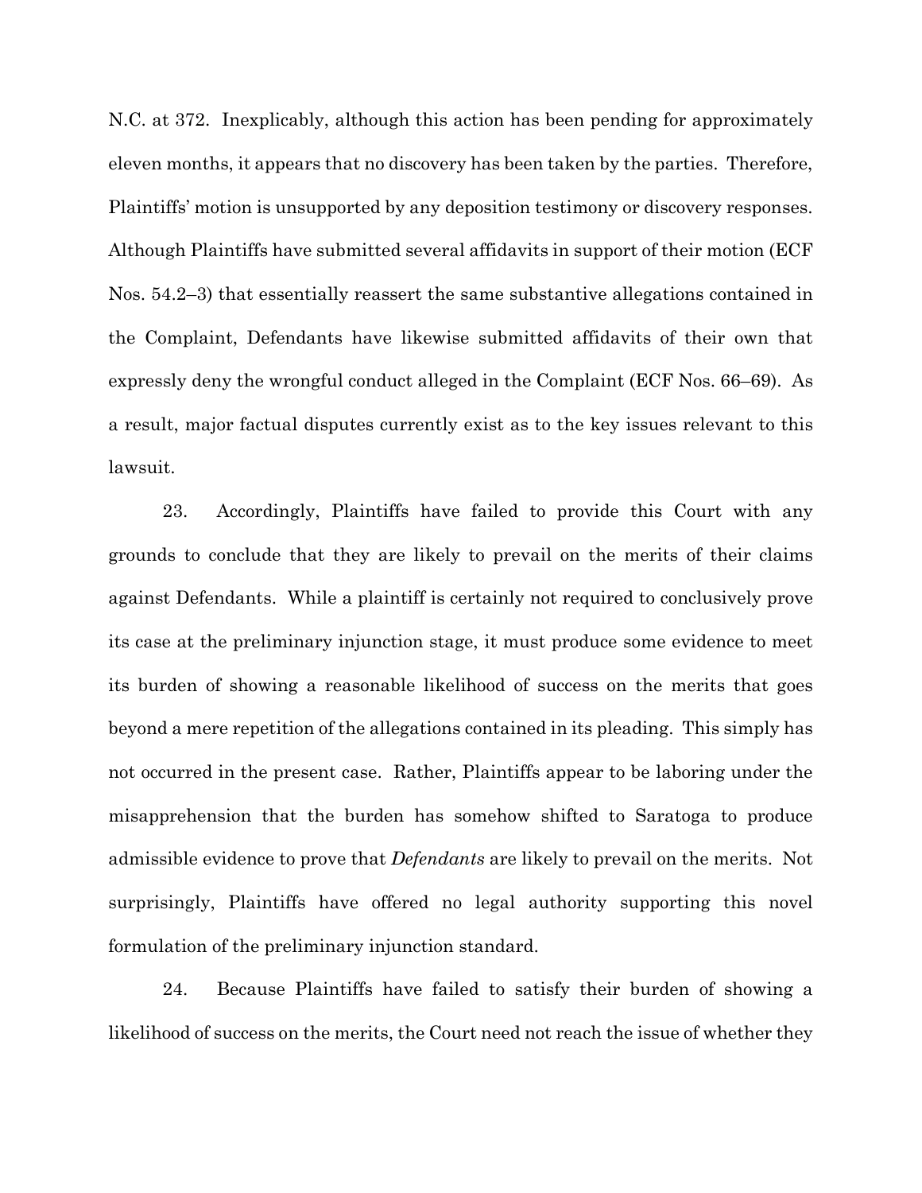N.C. at 372. Inexplicably, although this action has been pending for approximately eleven months, it appears that no discovery has been taken by the parties. Therefore, Plaintiffs' motion is unsupported by any deposition testimony or discovery responses. Although Plaintiffs have submitted several affidavits in support of their motion (ECF Nos. 54.2–3) that essentially reassert the same substantive allegations contained in the Complaint, Defendants have likewise submitted affidavits of their own that expressly deny the wrongful conduct alleged in the Complaint (ECF Nos. 66–69). As a result, major factual disputes currently exist as to the key issues relevant to this lawsuit.

23. Accordingly, Plaintiffs have failed to provide this Court with any grounds to conclude that they are likely to prevail on the merits of their claims against Defendants. While a plaintiff is certainly not required to conclusively prove its case at the preliminary injunction stage, it must produce some evidence to meet its burden of showing a reasonable likelihood of success on the merits that goes beyond a mere repetition of the allegations contained in its pleading. This simply has not occurred in the present case. Rather, Plaintiffs appear to be laboring under the misapprehension that the burden has somehow shifted to Saratoga to produce admissible evidence to prove that *Defendants* are likely to prevail on the merits. Not surprisingly, Plaintiffs have offered no legal authority supporting this novel formulation of the preliminary injunction standard.

24. Because Plaintiffs have failed to satisfy their burden of showing a likelihood of success on the merits, the Court need not reach the issue of whether they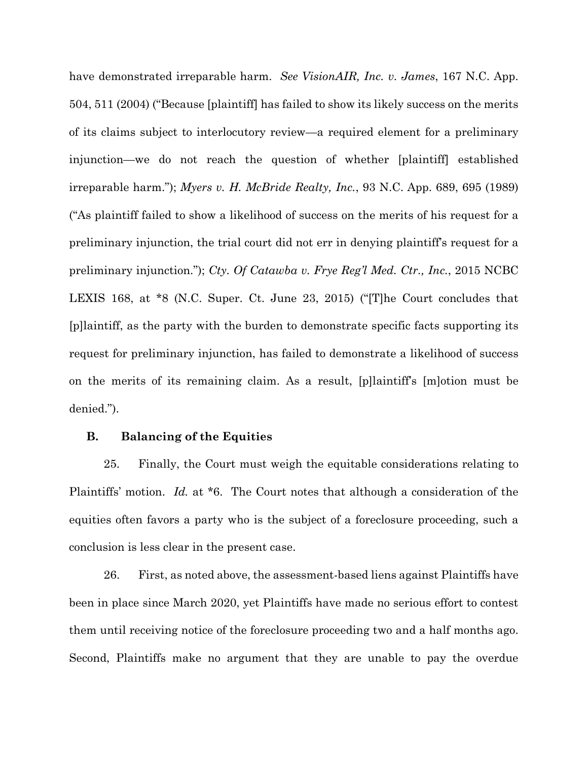have demonstrated irreparable harm. *See VisionAIR, Inc. v. James*, 167 N.C. App. 504, 511 (2004) ("Because [plaintiff] has failed to show its likely success on the merits of its claims subject to interlocutory review—a required element for a preliminary injunction—we do not reach the question of whether [plaintiff] established irreparable harm."); *Myers v. H. McBride Realty, Inc.*, 93 N.C. App. 689, 695 (1989) ("As plaintiff failed to show a likelihood of success on the merits of his request for a preliminary injunction, the trial court did not err in denying plaintiff's request for a preliminary injunction."); *Cty. Of Catawba v. Frye Reg'l Med. Ctr., Inc.*, 2015 NCBC LEXIS 168, at *8 (N.C. Super. Ct. June 23, 2015) ("[T]he Court concludes that [p]laintiff, as the party with the burden to demonstrate specific facts supporting its request for preliminary injunction, has failed to demonstrate a likelihood of success on the merits of its remaining claim. As a result, [p]laintiff's [m]otion must be denied.").

### B. Balancing of the Equities

25. Finally, the Court must weigh the equitable considerations relating to Plaintiffs' motion. *Id.* at *6. The Court notes that although a consideration of the equities often favors a party who is the subject of a foreclosure proceeding, such a conclusion is less clear in the present case.

26. First, as noted above, the assessment-based liens against Plaintiffs have been in place since March 2020, yet Plaintiffs have made no serious effort to contest them until receiving notice of the foreclosure proceeding two and a half months ago. Second, Plaintiffs make no argument that they are unable to pay the overdue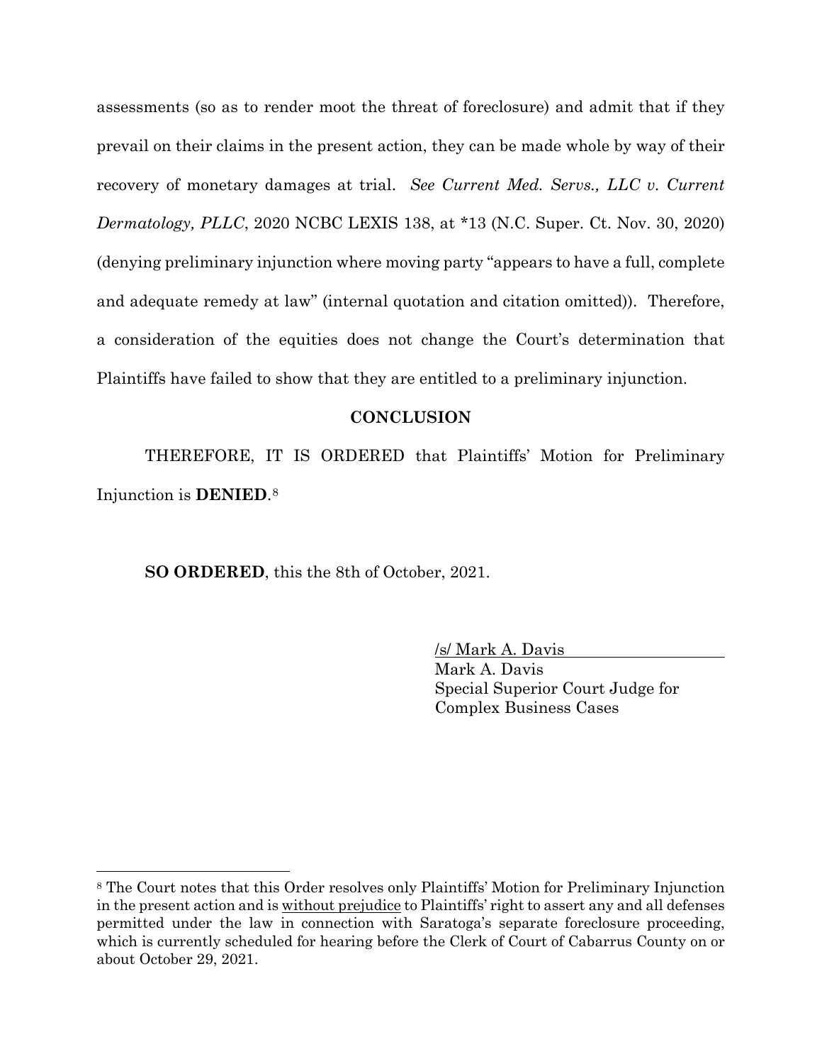assessments (so as to render moot the threat of foreclosure) and admit that if they prevail on their claims in the present action, they can be made whole by way of their recovery of monetary damages at trial. *See Current Med. Servs., LLC v. Current Dermatology, PLLC*, 2020 NCBC LEXIS 138, at *13 (N.C. Super. Ct. Nov. 30, 2020) (denying preliminary injunction where moving party "appears to have a full, complete and adequate remedy at law" (internal quotation and citation omitted)). Therefore, a consideration of the equities does not change the Court's determination that Plaintiffs have failed to show that they are entitled to a preliminary injunction.

## CONCLUSION

THEREFORE, IT IS ORDERED that Plaintiffs' Motion for Preliminary Injunction is **DENIED**.[8]

**SO ORDERED**, this the 8th of October, 2021.

/s/ Mark A. Davis
Mark A. Davis
Special Superior Court Judge for
Complex Business Cases

---

[8] The Court notes that this Order resolves only Plaintiffs' Motion for Preliminary Injunction in the present action and is without prejudice to Plaintiffs' right to assert any and all defenses permitted under the law in connection with Saratoga's separate foreclosure proceeding, which is currently scheduled for hearing before the Clerk of Court of Cabarrus County on or about October 29, 2021.